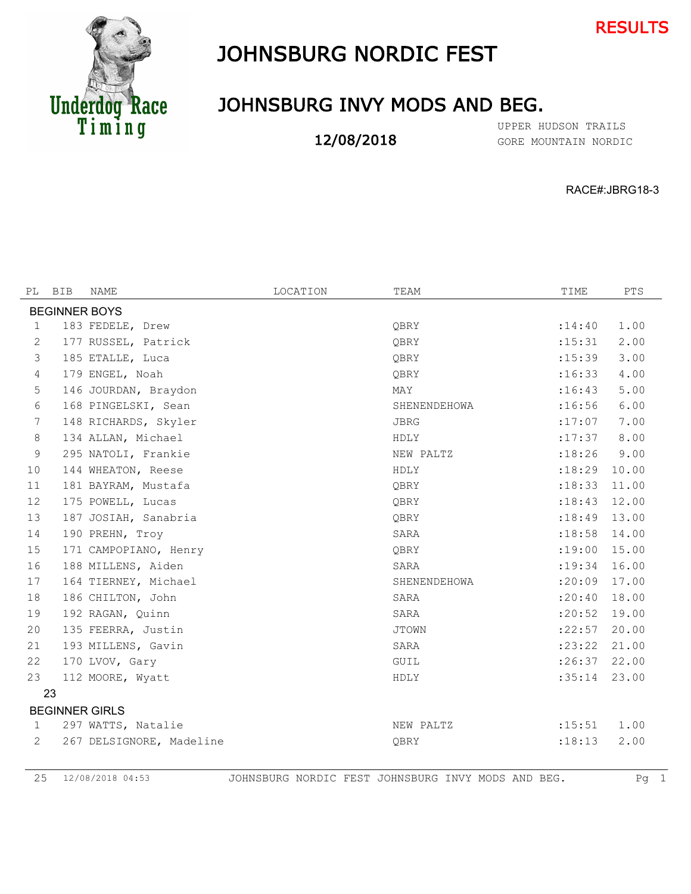RESULTS

# JOHNSBURG NORDIC FEST

## JOHNSBURG INVY MODS AND BEG.

12/08/2018

UPPER HUDSON TRAILS
GORE MOUNTAIN NORDIC

RACE#:JBRG18-3

| PL | BIB | NAME | LOCATION | TEAM | TIME | PTS |
|---|---|---|---|---|---|---|
| **BEGINNER BOYS** | | | | | | |
| 1 | 183 | FEDELE, Drew | | QBRY | :14:40 | 1.00 |
| 2 | 177 | RUSSEL, Patrick | | QBRY | :15:31 | 2.00 |
| 3 | 185 | ETALLE, Luca | | QBRY | :15:39 | 3.00 |
| 4 | 179 | ENGEL, Noah | | QBRY | :16:33 | 4.00 |
| 5 | 146 | JOURDAN, Braydon | | MAY | :16:43 | 5.00 |
| 6 | 168 | PINGELSKI, Sean | | SHENENDEHOWA | :16:56 | 6.00 |
| 7 | 148 | RICHARDS, Skyler | | JBRG | :17:07 | 7.00 |
| 8 | 134 | ALLAN, Michael | | HDLY | :17:37 | 8.00 |
| 9 | 295 | NATOLI, Frankie | | NEW PALTZ | :18:26 | 9.00 |
| 10 | 144 | WHEATON, Reese | | HDLY | :18:29 | 10.00 |
| 11 | 181 | BAYRAM, Mustafa | | QBRY | :18:33 | 11.00 |
| 12 | 175 | POWELL, Lucas | | QBRY | :18:43 | 12.00 |
| 13 | 187 | JOSIAH, Sanabria | | QBRY | :18:49 | 13.00 |
| 14 | 190 | PREHN, Troy | | SARA | :18:58 | 14.00 |
| 15 | 171 | CAMPOPIANO, Henry | | QBRY | :19:00 | 15.00 |
| 16 | 188 | MILLENS, Aiden | | SARA | :19:34 | 16.00 |
| 17 | 164 | TIERNEY, Michael | | SHENENDEHOWA | :20:09 | 17.00 |
| 18 | 186 | CHILTON, John | | SARA | :20:40 | 18.00 |
| 19 | 192 | RAGAN, Quinn | | SARA | :20:52 | 19.00 |
| 20 | 135 | FEERRA, Justin | | JTOWN | :22:57 | 20.00 |
| 21 | 193 | MILLENS, Gavin | | SARA | :23:22 | 21.00 |
| 22 | 170 | LVOV, Gary | | GUIL | :26:37 | 22.00 |
| 23 | 112 | MOORE, Wyatt | | HDLY | :35:14 | 23.00 |
| 23 | | | | | | |
| **BEGINNER GIRLS** | | | | | | |
| 1 | 297 | WATTS, Natalie | | NEW PALTZ | :15:51 | 1.00 |
| 2 | 267 | DELSIGNORE, Madeline | | QBRY | :18:13 | 2.00 |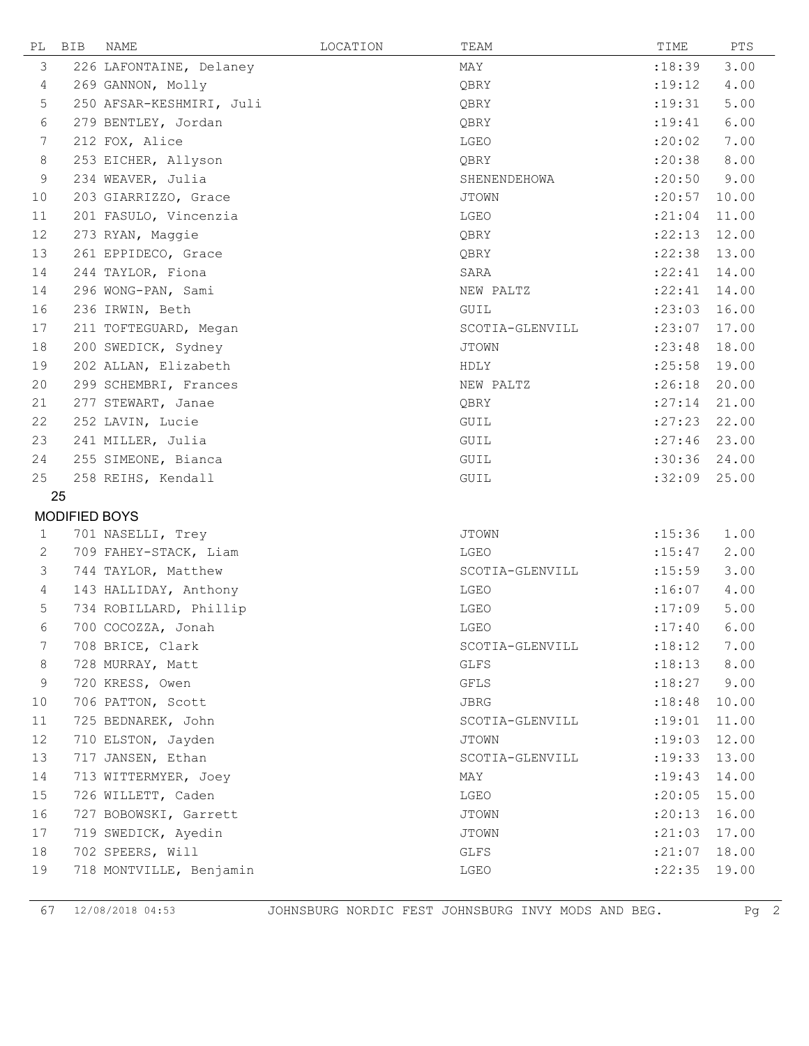| PL | BIB | NAME | LOCATION | TEAM | TIME | PTS |
|---|---|---|---|---|---|---|
| 3 | 226 | LAFONTAINE, Delaney | | MAY | :18:39 | 3.00 |
| 4 | 269 | GANNON, Molly | | QBRY | :19:12 | 4.00 |
| 5 | 250 | AFSAR-KESHMIRI, Juli | | QBRY | :19:31 | 5.00 |
| 6 | 279 | BENTLEY, Jordan | | QBRY | :19:41 | 6.00 |
| 7 | 212 | FOX, Alice | | LGEO | :20:02 | 7.00 |
| 8 | 253 | EICHER, Allyson | | QBRY | :20:38 | 8.00 |
| 9 | 234 | WEAVER, Julia | | SHENENDEHOWA | :20:50 | 9.00 |
| 10 | 203 | GIARRIZZO, Grace | | JTOWN | :20:57 | 10.00 |
| 11 | 201 | FASULO, Vincenzia | | LGEO | :21:04 | 11.00 |
| 12 | 273 | RYAN, Maggie | | QBRY | :22:13 | 12.00 |
| 13 | 261 | EPPIDECO, Grace | | QBRY | :22:38 | 13.00 |
| 14 | 244 | TAYLOR, Fiona | | SARA | :22:41 | 14.00 |
| 14 | 296 | WONG-PAN, Sami | | NEW PALTZ | :22:41 | 14.00 |
| 16 | 236 | IRWIN, Beth | | GUIL | :23:03 | 16.00 |
| 17 | 211 | TOFTEGUARD, Megan | | SCOTIA-GLENVILL | :23:07 | 17.00 |
| 18 | 200 | SWEDICK, Sydney | | JTOWN | :23:48 | 18.00 |
| 19 | 202 | ALLAN, Elizabeth | | HDLY | :25:58 | 19.00 |
| 20 | 299 | SCHEMBRI, Frances | | NEW PALTZ | :26:18 | 20.00 |
| 21 | 277 | STEWART, Janae | | QBRY | :27:14 | 21.00 |
| 22 | 252 | LAVIN, Lucie | | GUIL | :27:23 | 22.00 |
| 23 | 241 | MILLER, Julia | | GUIL | :27:46 | 23.00 |
| 24 | 255 | SIMEONE, Bianca | | GUIL | :30:36 | 24.00 |
| 25 | 258 | REIHS, Kendall | | GUIL | :32:09 | 25.00 |

25

**MODIFIED BOYS**

| PL | BIB | NAME | LOCATION | TEAM | TIME | PTS |
|---|---|---|---|---|---|---|
| 1 | 701 | NASELLI, Trey | | JTOWN | :15:36 | 1.00 |
| 2 | 709 | FAHEY-STACK, Liam | | LGEO | :15:47 | 2.00 |
| 3 | 744 | TAYLOR, Matthew | | SCOTIA-GLENVILL | :15:59 | 3.00 |
| 4 | 143 | HALLIDAY, Anthony | | LGEO | :16:07 | 4.00 |
| 5 | 734 | ROBILLARD, Phillip | | LGEO | :17:09 | 5.00 |
| 6 | 700 | COCOZZA, Jonah | | LGEO | :17:40 | 6.00 |
| 7 | 708 | BRICE, Clark | | SCOTIA-GLENVILL | :18:12 | 7.00 |
| 8 | 728 | MURRAY, Matt | | GLFS | :18:13 | 8.00 |
| 9 | 720 | KRESS, Owen | | GFLS | :18:27 | 9.00 |
| 10 | 706 | PATTON, Scott | | JBRG | :18:48 | 10.00 |
| 11 | 725 | BEDNAREK, John | | SCOTIA-GLENVILL | :19:01 | 11.00 |
| 12 | 710 | ELSTON, Jayden | | JTOWN | :19:03 | 12.00 |
| 13 | 717 | JANSEN, Ethan | | SCOTIA-GLENVILL | :19:33 | 13.00 |
| 14 | 713 | WITTERMYER, Joey | | MAY | :19:43 | 14.00 |
| 15 | 726 | WILLETT, Caden | | LGEO | :20:05 | 15.00 |
| 16 | 727 | BOBOWSKI, Garrett | | JTOWN | :20:13 | 16.00 |
| 17 | 719 | SWEDICK, Ayedin | | JTOWN | :21:03 | 17.00 |
| 18 | 702 | SPEERS, Will | | GLFS | :21:07 | 18.00 |
| 19 | 718 | MONTVILLE, Benjamin | | LGEO | :22:35 | 19.00 |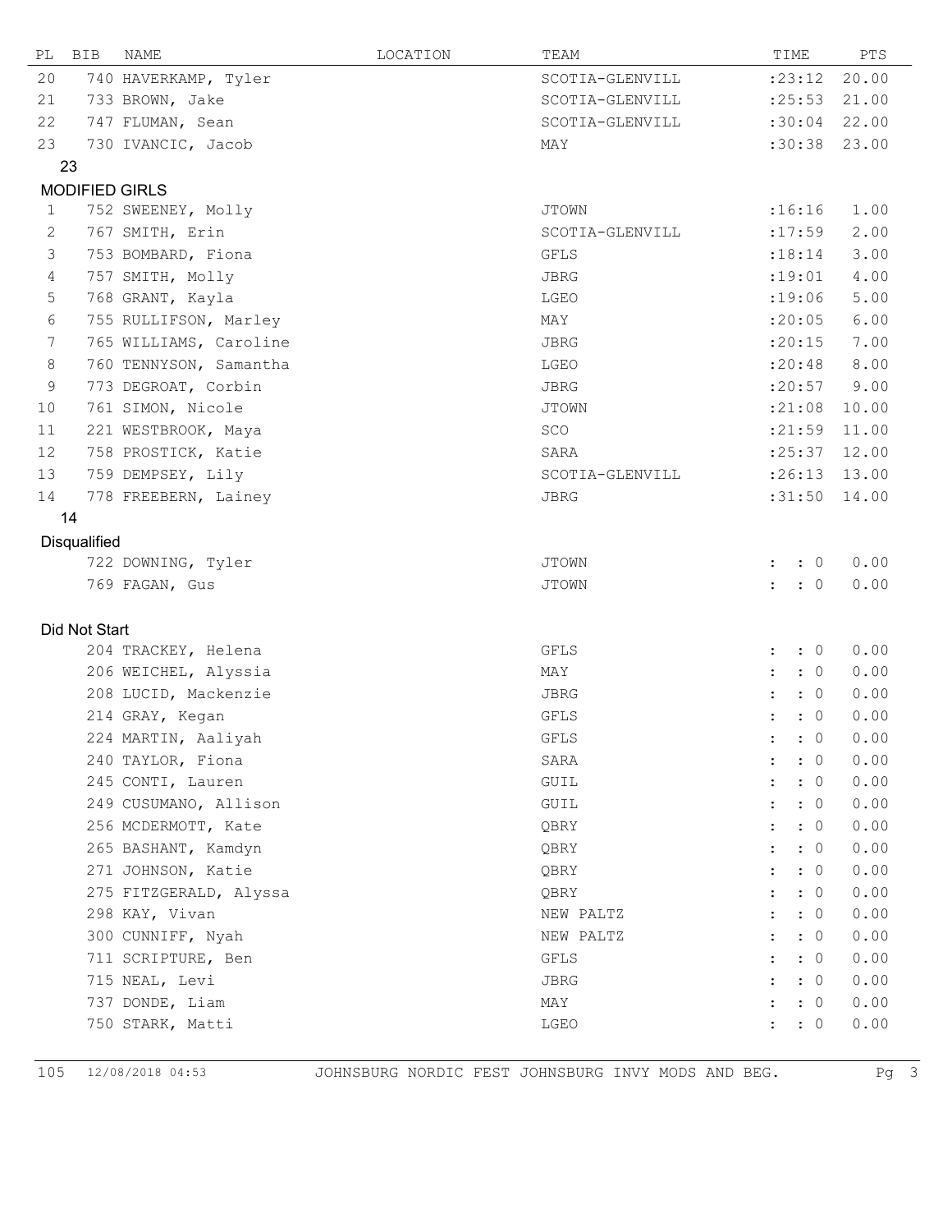| PL | BIB | NAME | LOCATION | TEAM | TIME | PTS |
|---|---|---|---|---|---|---|
| 20 | 740 | HAVERKAMP, Tyler | | SCOTIA-GLENVILL | :23:12 | 20.00 |
| 21 | 733 | BROWN, Jake | | SCOTIA-GLENVILL | :25:53 | 21.00 |
| 22 | 747 | FLUMAN, Sean | | SCOTIA-GLENVILL | :30:04 | 22.00 |
| 23 | 730 | IVANCIC, Jacob | | MAY | :30:38 | 23.00 |

23

## MODIFIED GIRLS

| PL | BIB | NAME | LOCATION | TEAM | TIME | PTS |
|---|---|---|---|---|---|---|
| 1 | 752 | SWEENEY, Molly | | JTOWN | :16:16 | 1.00 |
| 2 | 767 | SMITH, Erin | | SCOTIA-GLENVILL | :17:59 | 2.00 |
| 3 | 753 | BOMBARD, Fiona | | GFLS | :18:14 | 3.00 |
| 4 | 757 | SMITH, Molly | | JBRG | :19:01 | 4.00 |
| 5 | 768 | GRANT, Kayla | | LGEO | :19:06 | 5.00 |
| 6 | 755 | RULLIFSON, Marley | | MAY | :20:05 | 6.00 |
| 7 | 765 | WILLIAMS, Caroline | | JBRG | :20:15 | 7.00 |
| 8 | 760 | TENNYSON, Samantha | | LGEO | :20:48 | 8.00 |
| 9 | 773 | DEGROAT, Corbin | | JBRG | :20:57 | 9.00 |
| 10 | 761 | SIMON, Nicole | | JTOWN | :21:08 | 10.00 |
| 11 | 221 | WESTBROOK, Maya | | SCO | :21:59 | 11.00 |
| 12 | 758 | PROSTICK, Katie | | SARA | :25:37 | 12.00 |
| 13 | 759 | DEMPSEY, Lily | | SCOTIA-GLENVILL | :26:13 | 13.00 |
| 14 | 778 | FREEBERN, Lainey | | JBRG | :31:50 | 14.00 |

14

## Disqualified

| PL | BIB | NAME | LOCATION | TEAM | TIME | PTS |
|---|---|---|---|---|---|---|
| | 722 | DOWNING, Tyler | | JTOWN | : : 0 | 0.00 |
| | 769 | FAGAN, Gus | | JTOWN | : : 0 | 0.00 |

## Did Not Start

| PL | BIB | NAME | LOCATION | TEAM | TIME | PTS |
|---|---|---|---|---|---|---|
| | 204 | TRACKEY, Helena | | GFLS | : : 0 | 0.00 |
| | 206 | WEICHEL, Alyssia | | MAY | : : 0 | 0.00 |
| | 208 | LUCID, Mackenzie | | JBRG | : : 0 | 0.00 |
| | 214 | GRAY, Kegan | | GFLS | : : 0 | 0.00 |
| | 224 | MARTIN, Aaliyah | | GFLS | : : 0 | 0.00 |
| | 240 | TAYLOR, Fiona | | SARA | : : 0 | 0.00 |
| | 245 | CONTI, Lauren | | GUIL | : : 0 | 0.00 |
| | 249 | CUSUMANO, Allison | | GUIL | : : 0 | 0.00 |
| | 256 | MCDERMOTT, Kate | | QBRY | : : 0 | 0.00 |
| | 265 | BASHANT, Kamdyn | | QBRY | : : 0 | 0.00 |
| | 271 | JOHNSON, Katie | | QBRY | : : 0 | 0.00 |
| | 275 | FITZGERALD, Alyssa | | QBRY | : : 0 | 0.00 |
| | 298 | KAY, Vivan | | NEW PALTZ | : : 0 | 0.00 |
| | 300 | CUNNIFF, Nyah | | NEW PALTZ | : : 0 | 0.00 |
| | 711 | SCRIPTURE, Ben | | GFLS | : : 0 | 0.00 |
| | 715 | NEAL, Levi | | JBRG | : : 0 | 0.00 |
| | 737 | DONDE, Liam | | MAY | : : 0 | 0.00 |
| | 750 | STARK, Matti | | LGEO | : : 0 | 0.00 |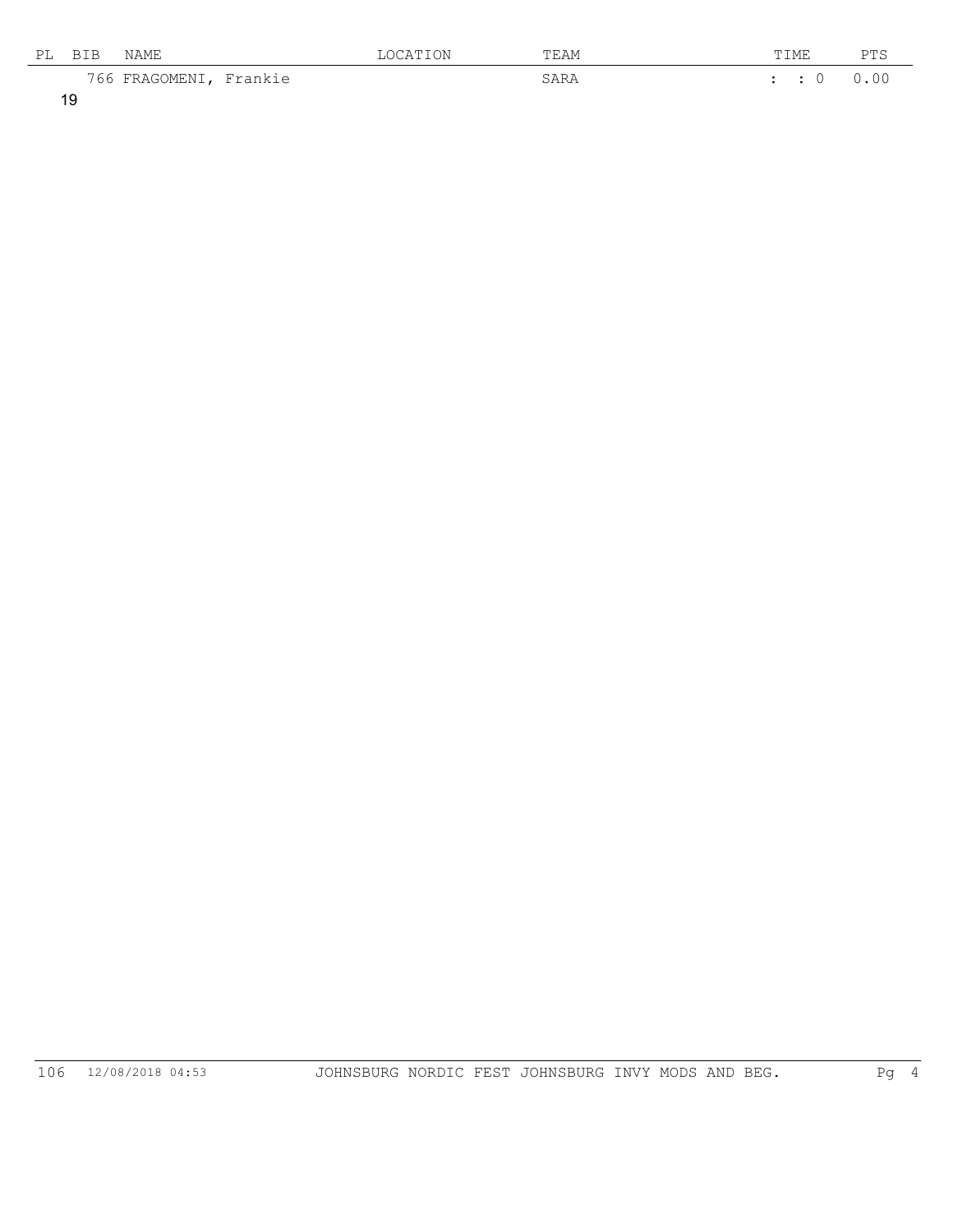| PL | BIB | NAME | LOCATION | TEAM | TIME | PTS |
|---|---|---|---|---|---|---|
| 19 | 766 | FRAGOMENI, Frankie | | SARA | : : 0 | 0.00 |